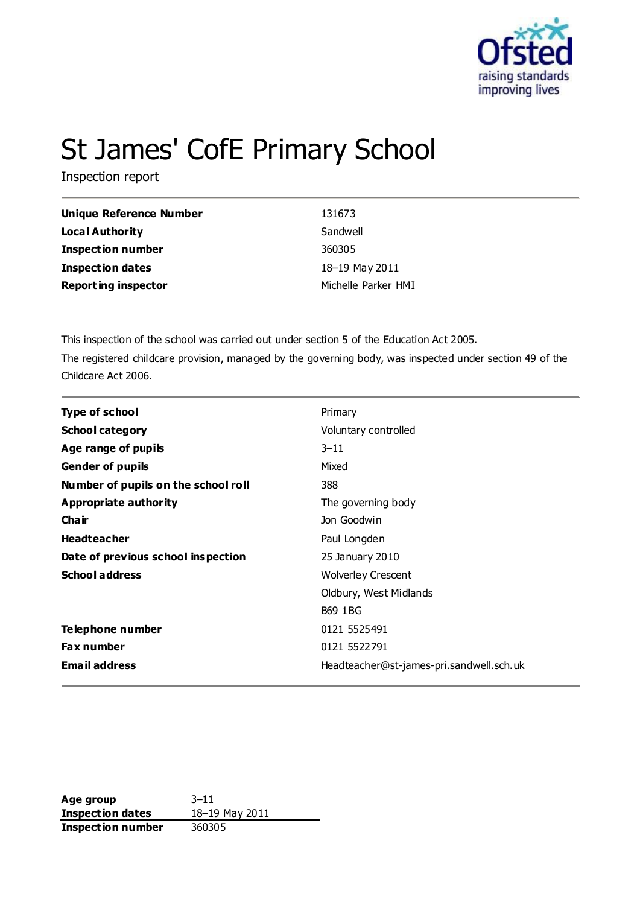# St James' CofE Primary School

Inspection report

| | |
|---|---|
| **Unique Reference Number** | 131673 |
| **Local Authority** | Sandwell |
| **Inspection number** | 360305 |
| **Inspection dates** | 18–19 May 2011 |
| **Reporting inspector** | Michelle Parker HMI |

This inspection of the school was carried out under section 5 of the Education Act 2005.

The registered childcare provision, managed by the governing body, was inspected under section 49 of the Childcare Act 2006.

| | |
|---|---|
| **Type of school** | Primary |
| **School category** | Voluntary controlled |
| **Age range of pupils** | 3–11 |
| **Gender of pupils** | Mixed |
| **Number of pupils on the school roll** | 388 |
| **Appropriate authority** | The governing body |
| **Chair** | Jon Goodwin |
| **Headteacher** | Paul Longden |
| **Date of previous school inspection** | 25 January 2010 |
| **School address** | Wolverley Crescent<br>Oldbury, West Midlands<br>B69 1BG |
| **Telephone number** | 0121 5525491 |
| **Fax number** | 0121 5522791 |
| **Email address** | Headteacher@st-james-pri.sandwell.sch.uk |

| | |
|---|---|
| **Age group** | 3–11 |
| **Inspection dates** | 18–19 May 2011 |
| **Inspection number** | 360305 |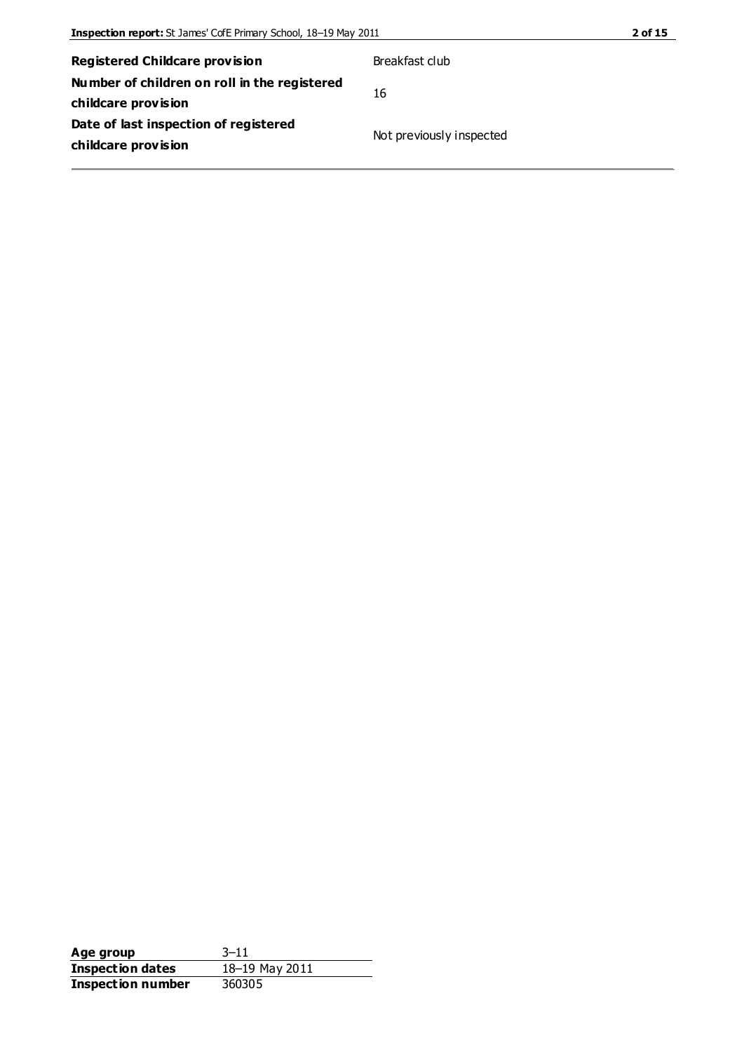| | |
|---|---|
| **Registered Childcare provision** | Breakfast club |
| **Number of children on roll in the registered childcare provision** | 16 |
| **Date of last inspection of registered childcare provision** | Not previously inspected |

| | |
|---|---|
| **Age group** | 3–11 |
| **Inspection dates** | 18–19 May 2011 |
| **Inspection number** | 360305 |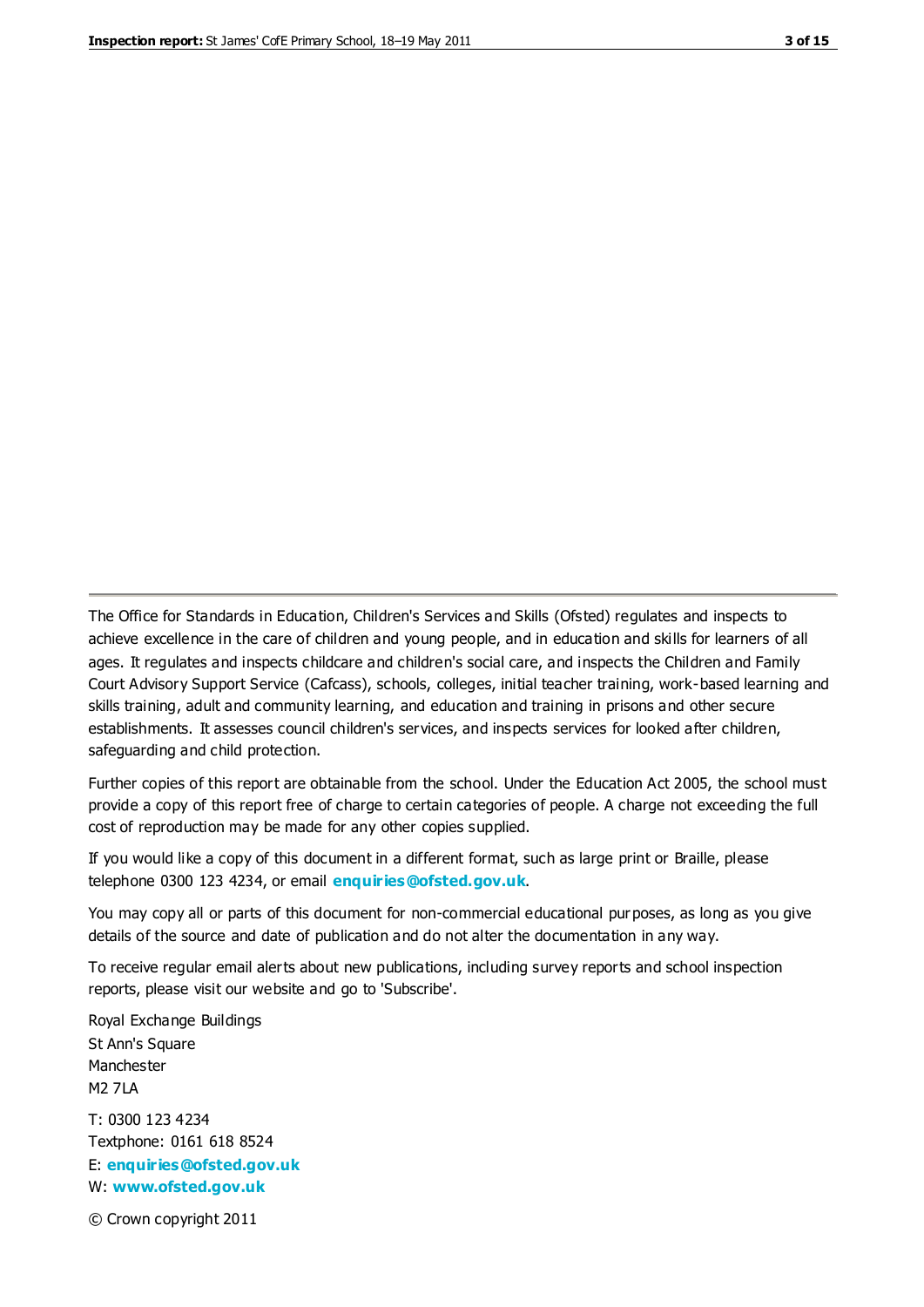The Office for Standards in Education, Children's Services and Skills (Ofsted) regulates and inspects to achieve excellence in the care of children and young people, and in education and skills for learners of all ages. It regulates and inspects childcare and children's social care, and inspects the Children and Family Court Advisory Support Service (Cafcass), schools, colleges, initial teacher training, work-based learning and skills training, adult and community learning, and education and training in prisons and other secure establishments. It assesses council children's services, and inspects services for looked after children, safeguarding and child protection.

Further copies of this report are obtainable from the school. Under the Education Act 2005, the school must provide a copy of this report free of charge to certain categories of people. A charge not exceeding the full cost of reproduction may be made for any other copies supplied.

If you would like a copy of this document in a different format, such as large print or Braille, please telephone 0300 123 4234, or email **enquiries@ofsted.gov.uk**.

You may copy all or parts of this document for non-commercial educational purposes, as long as you give details of the source and date of publication and do not alter the documentation in any way.

To receive regular email alerts about new publications, including survey reports and school inspection reports, please visit our website and go to 'Subscribe'.

Royal Exchange Buildings
St Ann's Square
Manchester
M2 7LA

T: 0300 123 4234
Textphone: 0161 618 8524
E: **enquiries@ofsted.gov.uk**
W: **www.ofsted.gov.uk**

© Crown copyright 2011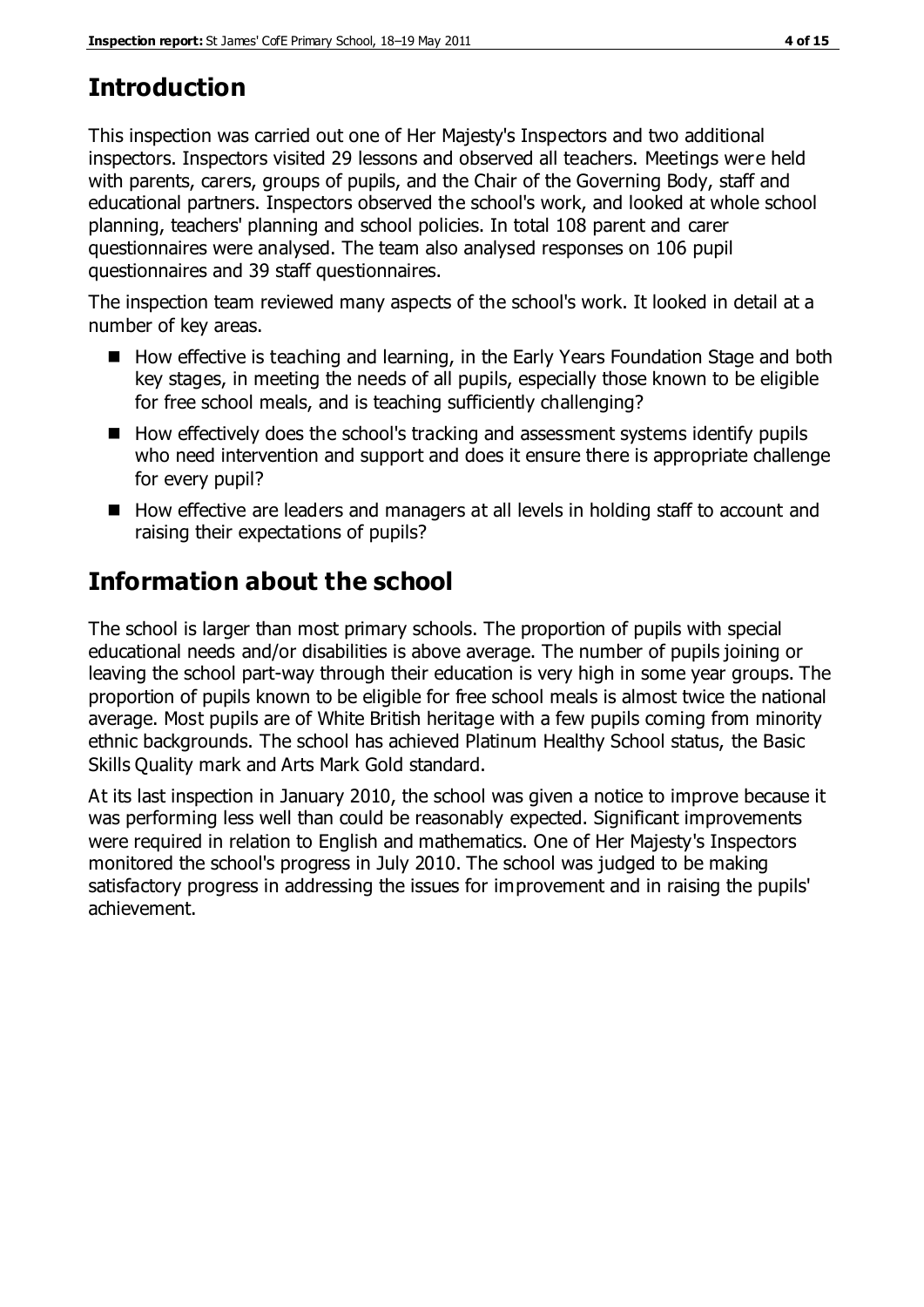## Introduction

This inspection was carried out one of Her Majesty's Inspectors and two additional inspectors. Inspectors visited 29 lessons and observed all teachers. Meetings were held with parents, carers, groups of pupils, and the Chair of the Governing Body, staff and educational partners. Inspectors observed the school's work, and looked at whole school planning, teachers' planning and school policies. In total 108 parent and carer questionnaires were analysed. The team also analysed responses on 106 pupil questionnaires and 39 staff questionnaires.

The inspection team reviewed many aspects of the school's work. It looked in detail at a number of key areas.

- How effective is teaching and learning, in the Early Years Foundation Stage and both key stages, in meeting the needs of all pupils, especially those known to be eligible for free school meals, and is teaching sufficiently challenging?
- How effectively does the school's tracking and assessment systems identify pupils who need intervention and support and does it ensure there is appropriate challenge for every pupil?
- How effective are leaders and managers at all levels in holding staff to account and raising their expectations of pupils?

## Information about the school

The school is larger than most primary schools. The proportion of pupils with special educational needs and/or disabilities is above average. The number of pupils joining or leaving the school part-way through their education is very high in some year groups. The proportion of pupils known to be eligible for free school meals is almost twice the national average. Most pupils are of White British heritage with a few pupils coming from minority ethnic backgrounds. The school has achieved Platinum Healthy School status, the Basic Skills Quality mark and Arts Mark Gold standard.

At its last inspection in January 2010, the school was given a notice to improve because it was performing less well than could be reasonably expected. Significant improvements were required in relation to English and mathematics. One of Her Majesty's Inspectors monitored the school's progress in July 2010. The school was judged to be making satisfactory progress in addressing the issues for improvement and in raising the pupils' achievement.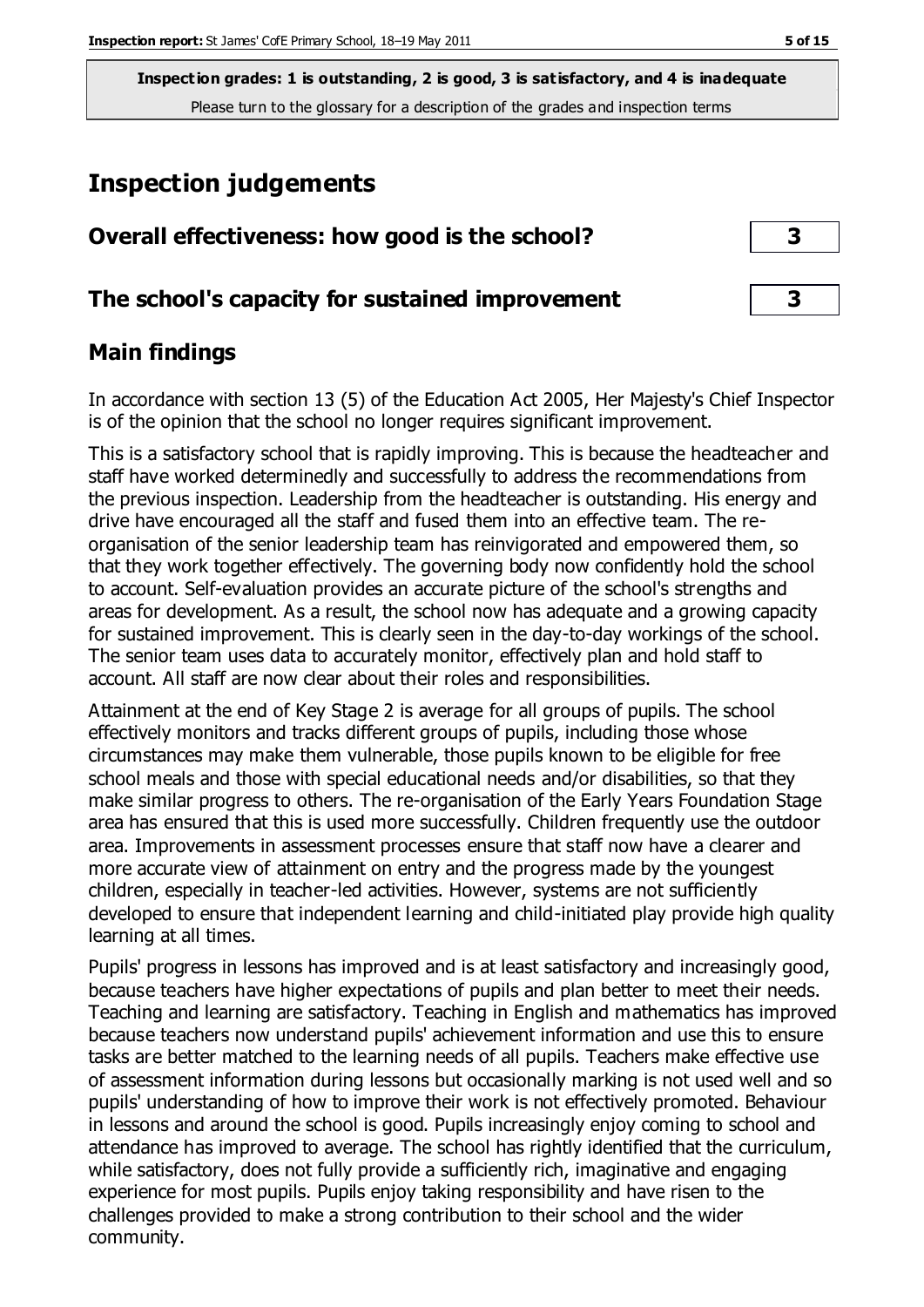**Inspection grades: 1 is outstanding, 2 is good, 3 is satisfactory, and 4 is inadequate**
Please turn to the glossary for a description of the grades and inspection terms

# Inspection judgements

| | |
|---|---|
| **Overall effectiveness: how good is the school?** | **3** |
| **The school's capacity for sustained improvement** | **3** |

## Main findings

In accordance with section 13 (5) of the Education Act 2005, Her Majesty's Chief Inspector is of the opinion that the school no longer requires significant improvement.

This is a satisfactory school that is rapidly improving. This is because the headteacher and staff have worked determinedly and successfully to address the recommendations from the previous inspection. Leadership from the headteacher is outstanding. His energy and drive have encouraged all the staff and fused them into an effective team. The re-organisation of the senior leadership team has reinvigorated and empowered them, so that they work together effectively. The governing body now confidently hold the school to account. Self-evaluation provides an accurate picture of the school's strengths and areas for development. As a result, the school now has adequate and a growing capacity for sustained improvement. This is clearly seen in the day-to-day workings of the school. The senior team uses data to accurately monitor, effectively plan and hold staff to account. All staff are now clear about their roles and responsibilities.

Attainment at the end of Key Stage 2 is average for all groups of pupils. The school effectively monitors and tracks different groups of pupils, including those whose circumstances may make them vulnerable, those pupils known to be eligible for free school meals and those with special educational needs and/or disabilities, so that they make similar progress to others. The re-organisation of the Early Years Foundation Stage area has ensured that this is used more successfully. Children frequently use the outdoor area. Improvements in assessment processes ensure that staff now have a clearer and more accurate view of attainment on entry and the progress made by the youngest children, especially in teacher-led activities. However, systems are not sufficiently developed to ensure that independent learning and child-initiated play provide high quality learning at all times.

Pupils' progress in lessons has improved and is at least satisfactory and increasingly good, because teachers have higher expectations of pupils and plan better to meet their needs. Teaching and learning are satisfactory. Teaching in English and mathematics has improved because teachers now understand pupils' achievement information and use this to ensure tasks are better matched to the learning needs of all pupils. Teachers make effective use of assessment information during lessons but occasionally marking is not used well and so pupils' understanding of how to improve their work is not effectively promoted. Behaviour in lessons and around the school is good. Pupils increasingly enjoy coming to school and attendance has improved to average. The school has rightly identified that the curriculum, while satisfactory, does not fully provide a sufficiently rich, imaginative and engaging experience for most pupils. Pupils enjoy taking responsibility and have risen to the challenges provided to make a strong contribution to their school and the wider community.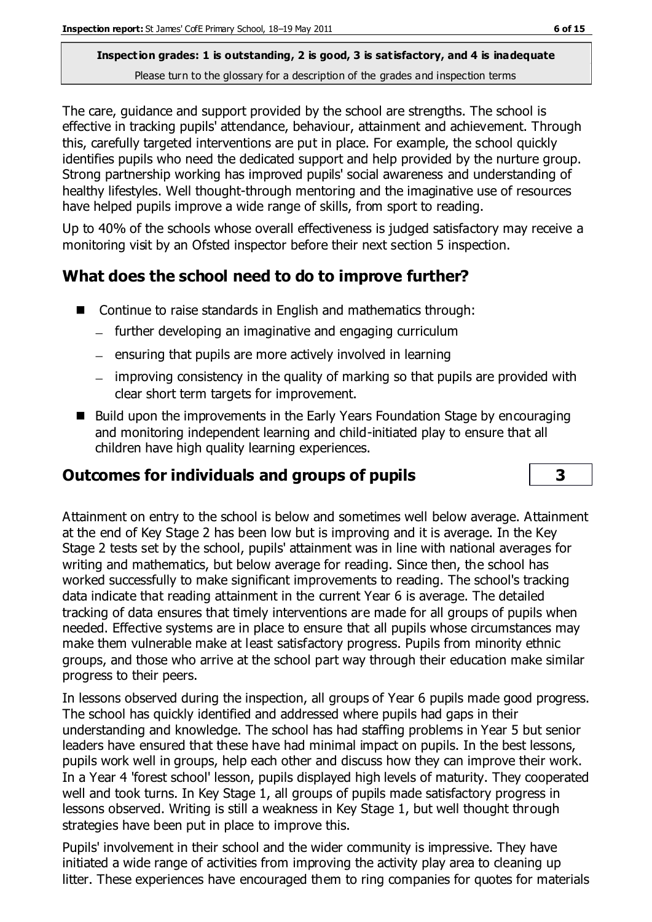**Inspection grades: 1 is outstanding, 2 is good, 3 is satisfactory, and 4 is inadequate**
Please turn to the glossary for a description of the grades and inspection terms

The care, guidance and support provided by the school are strengths. The school is effective in tracking pupils' attendance, behaviour, attainment and achievement. Through this, carefully targeted interventions are put in place. For example, the school quickly identifies pupils who need the dedicated support and help provided by the nurture group. Strong partnership working has improved pupils' social awareness and understanding of healthy lifestyles. Well thought-through mentoring and the imaginative use of resources have helped pupils improve a wide range of skills, from sport to reading.

Up to 40% of the schools whose overall effectiveness is judged satisfactory may receive a monitoring visit by an Ofsted inspector before their next section 5 inspection.

## What does the school need to do to improve further?

- Continue to raise standards in English and mathematics through:
  - further developing an imaginative and engaging curriculum
  - ensuring that pupils are more actively involved in learning
  - improving consistency in the quality of marking so that pupils are provided with clear short term targets for improvement.
- Build upon the improvements in the Early Years Foundation Stage by encouraging and monitoring independent learning and child-initiated play to ensure that all children have high quality learning experiences.

## Outcomes for individuals and groups of pupils — 3

Attainment on entry to the school is below and sometimes well below average. Attainment at the end of Key Stage 2 has been low but is improving and it is average. In the Key Stage 2 tests set by the school, pupils' attainment was in line with national averages for writing and mathematics, but below average for reading. Since then, the school has worked successfully to make significant improvements to reading. The school's tracking data indicate that reading attainment in the current Year 6 is average. The detailed tracking of data ensures that timely interventions are made for all groups of pupils when needed. Effective systems are in place to ensure that all pupils whose circumstances may make them vulnerable make at least satisfactory progress. Pupils from minority ethnic groups, and those who arrive at the school part way through their education make similar progress to their peers.

In lessons observed during the inspection, all groups of Year 6 pupils made good progress. The school has quickly identified and addressed where pupils had gaps in their understanding and knowledge. The school has had staffing problems in Year 5 but senior leaders have ensured that these have had minimal impact on pupils. In the best lessons, pupils work well in groups, help each other and discuss how they can improve their work. In a Year 4 'forest school' lesson, pupils displayed high levels of maturity. They cooperated well and took turns. In Key Stage 1, all groups of pupils made satisfactory progress in lessons observed. Writing is still a weakness in Key Stage 1, but well thought through strategies have been put in place to improve this.

Pupils' involvement in their school and the wider community is impressive. They have initiated a wide range of activities from improving the activity play area to cleaning up litter. These experiences have encouraged them to ring companies for quotes for materials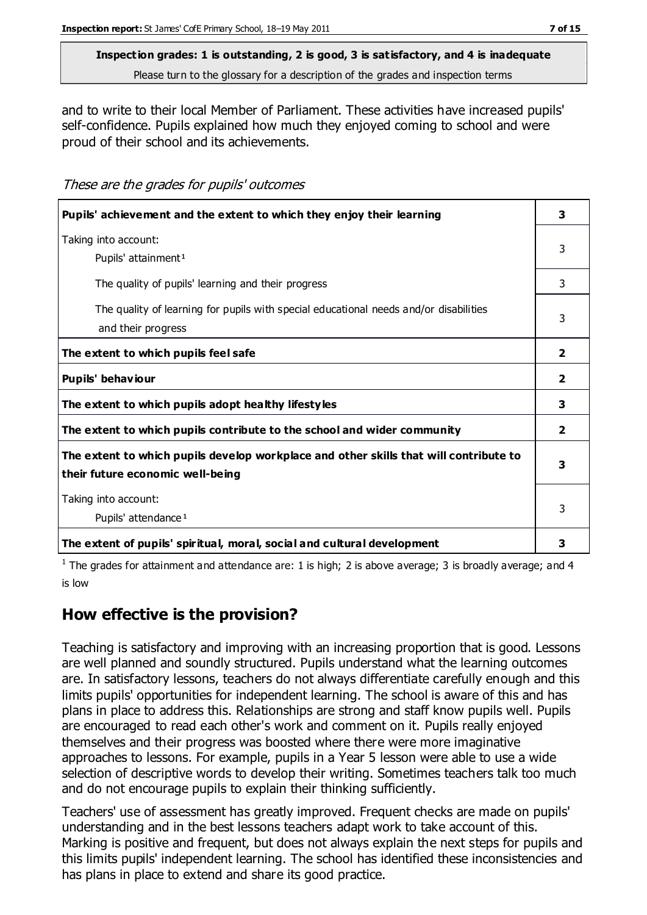**Inspection grades: 1 is outstanding, 2 is good, 3 is satisfactory, and 4 is inadequate**
Please turn to the glossary for a description of the grades and inspection terms

and to write to their local Member of Parliament. These activities have increased pupils' self-confidence. Pupils explained how much they enjoyed coming to school and were proud of their school and its achievements.

*These are the grades for pupils' outcomes*

| | |
|---|---|
| **Pupils' achievement and the extent to which they enjoy their learning** | **3** |
| Taking into account: Pupils' attainment[1] | 3 |
| The quality of pupils' learning and their progress | 3 |
| The quality of learning for pupils with special educational needs and/or disabilities and their progress | 3 |
| **The extent to which pupils feel safe** | **2** |
| **Pupils' behaviour** | **2** |
| **The extent to which pupils adopt healthy lifestyles** | **3** |
| **The extent to which pupils contribute to the school and wider community** | **2** |
| **The extent to which pupils develop workplace and other skills that will contribute to their future economic well-being** | **3** |
| Taking into account: Pupils' attendance[1] | 3 |
| **The extent of pupils' spiritual, moral, social and cultural development** | **3** |

[1] The grades for attainment and attendance are: 1 is high; 2 is above average; 3 is broadly average; and 4 is low

## How effective is the provision?

Teaching is satisfactory and improving with an increasing proportion that is good. Lessons are well planned and soundly structured. Pupils understand what the learning outcomes are. In satisfactory lessons, teachers do not always differentiate carefully enough and this limits pupils' opportunities for independent learning. The school is aware of this and has plans in place to address this. Relationships are strong and staff know pupils well. Pupils are encouraged to read each other's work and comment on it. Pupils really enjoyed themselves and their progress was boosted where there were more imaginative approaches to lessons. For example, pupils in a Year 5 lesson were able to use a wide selection of descriptive words to develop their writing. Sometimes teachers talk too much and do not encourage pupils to explain their thinking sufficiently.

Teachers' use of assessment has greatly improved. Frequent checks are made on pupils' understanding and in the best lessons teachers adapt work to take account of this. Marking is positive and frequent, but does not always explain the next steps for pupils and this limits pupils' independent learning. The school has identified these inconsistencies and has plans in place to extend and share its good practice.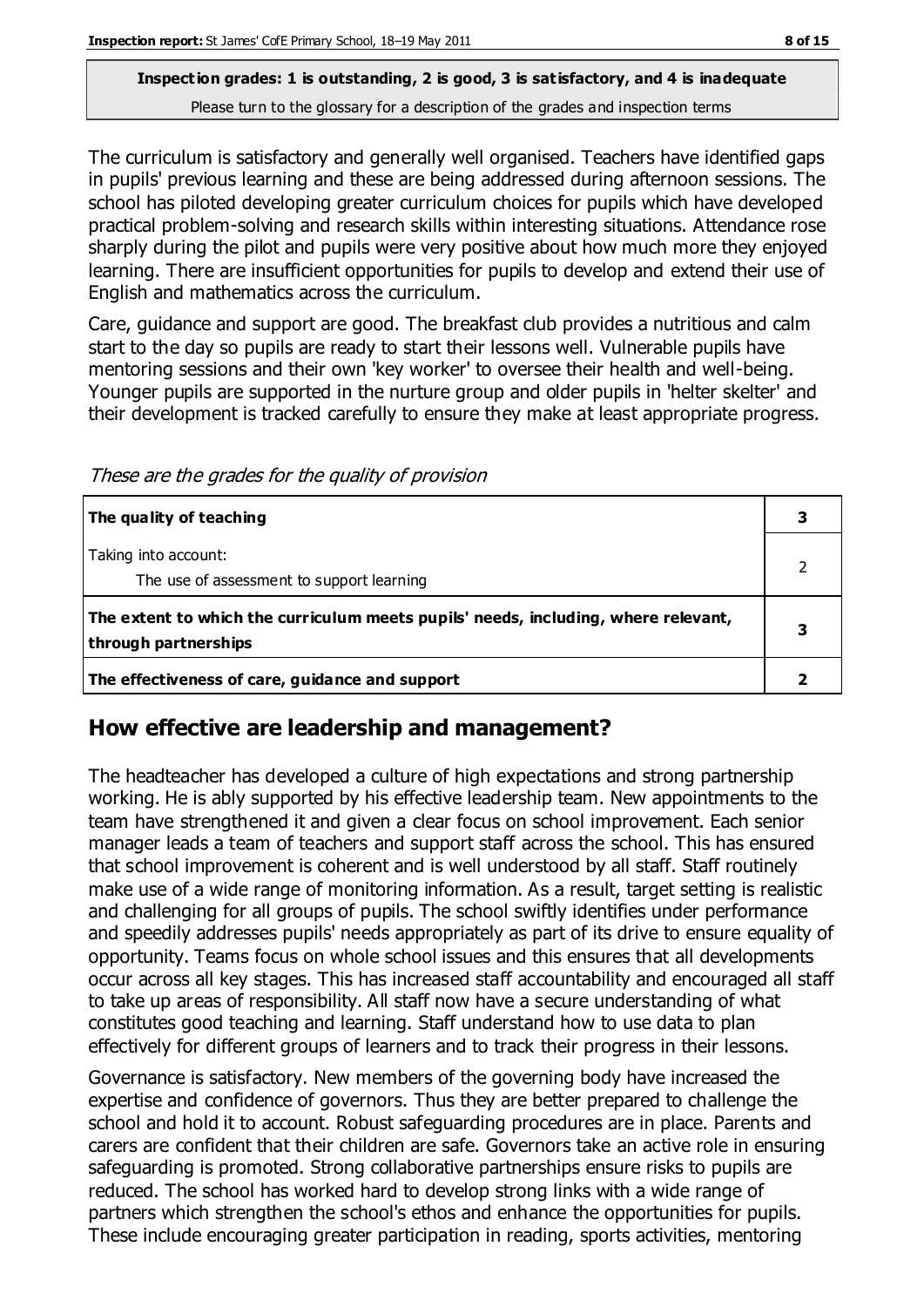**Inspection grades: 1 is outstanding, 2 is good, 3 is satisfactory, and 4 is inadequate**
Please turn to the glossary for a description of the grades and inspection terms

The curriculum is satisfactory and generally well organised. Teachers have identified gaps in pupils' previous learning and these are being addressed during afternoon sessions. The school has piloted developing greater curriculum choices for pupils which have developed practical problem-solving and research skills within interesting situations. Attendance rose sharply during the pilot and pupils were very positive about how much more they enjoyed learning. There are insufficient opportunities for pupils to develop and extend their use of English and mathematics across the curriculum.

Care, guidance and support are good. The breakfast club provides a nutritious and calm start to the day so pupils are ready to start their lessons well. Vulnerable pupils have mentoring sessions and their own 'key worker' to oversee their health and well-being. Younger pupils are supported in the nurture group and older pupils in 'helter skelter' and their development is tracked carefully to ensure they make at least appropriate progress.

*These are the grades for the quality of provision*

| | |
|---|---|
| **The quality of teaching** | **3** |
| Taking into account:<br>The use of assessment to support learning | 2 |
| **The extent to which the curriculum meets pupils' needs, including, where relevant, through partnerships** | **3** |
| **The effectiveness of care, guidance and support** | **2** |

## How effective are leadership and management?

The headteacher has developed a culture of high expectations and strong partnership working. He is ably supported by his effective leadership team. New appointments to the team have strengthened it and given a clear focus on school improvement. Each senior manager leads a team of teachers and support staff across the school. This has ensured that school improvement is coherent and is well understood by all staff. Staff routinely make use of a wide range of monitoring information. As a result, target setting is realistic and challenging for all groups of pupils. The school swiftly identifies under performance and speedily addresses pupils' needs appropriately as part of its drive to ensure equality of opportunity. Teams focus on whole school issues and this ensures that all developments occur across all key stages. This has increased staff accountability and encouraged all staff to take up areas of responsibility. All staff now have a secure understanding of what constitutes good teaching and learning. Staff understand how to use data to plan effectively for different groups of learners and to track their progress in their lessons.

Governance is satisfactory. New members of the governing body have increased the expertise and confidence of governors. Thus they are better prepared to challenge the school and hold it to account. Robust safeguarding procedures are in place. Parents and carers are confident that their children are safe. Governors take an active role in ensuring safeguarding is promoted. Strong collaborative partnerships ensure risks to pupils are reduced. The school has worked hard to develop strong links with a wide range of partners which strengthen the school's ethos and enhance the opportunities for pupils. These include encouraging greater participation in reading, sports activities, mentoring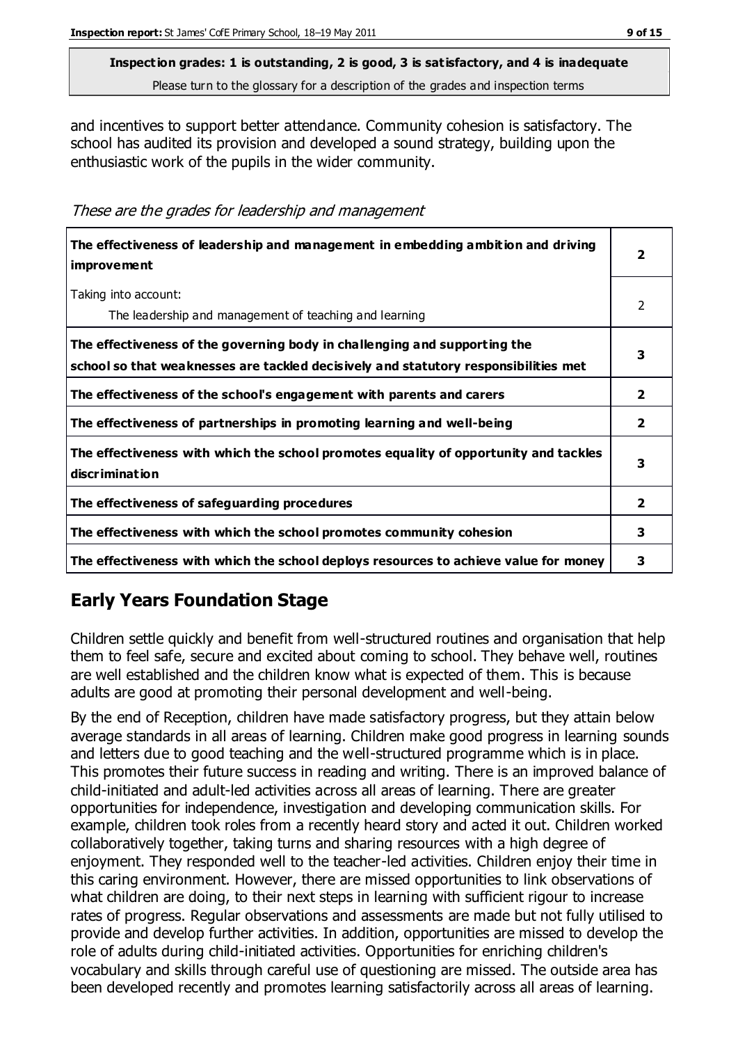**Inspection grades: 1 is outstanding, 2 is good, 3 is satisfactory, and 4 is inadequate**
Please turn to the glossary for a description of the grades and inspection terms

and incentives to support better attendance. Community cohesion is satisfactory. The school has audited its provision and developed a sound strategy, building upon the enthusiastic work of the pupils in the wider community.

*These are the grades for leadership and management*

| | |
|---|---|
| **The effectiveness of leadership and management in embedding ambition and driving improvement** | **2** |
| Taking into account: The leadership and management of teaching and learning | 2 |
| **The effectiveness of the governing body in challenging and supporting the school so that weaknesses are tackled decisively and statutory responsibilities met** | **3** |
| **The effectiveness of the school's engagement with parents and carers** | **2** |
| **The effectiveness of partnerships in promoting learning and well-being** | **2** |
| **The effectiveness with which the school promotes equality of opportunity and tackles discrimination** | **3** |
| **The effectiveness of safeguarding procedures** | **2** |
| **The effectiveness with which the school promotes community cohesion** | **3** |
| **The effectiveness with which the school deploys resources to achieve value for money** | **3** |

## Early Years Foundation Stage

Children settle quickly and benefit from well-structured routines and organisation that help them to feel safe, secure and excited about coming to school. They behave well, routines are well established and the children know what is expected of them. This is because adults are good at promoting their personal development and well-being.

By the end of Reception, children have made satisfactory progress, but they attain below average standards in all areas of learning. Children make good progress in learning sounds and letters due to good teaching and the well-structured programme which is in place. This promotes their future success in reading and writing. There is an improved balance of child-initiated and adult-led activities across all areas of learning. There are greater opportunities for independence, investigation and developing communication skills. For example, children took roles from a recently heard story and acted it out. Children worked collaboratively together, taking turns and sharing resources with a high degree of enjoyment. They responded well to the teacher-led activities. Children enjoy their time in this caring environment. However, there are missed opportunities to link observations of what children are doing, to their next steps in learning with sufficient rigour to increase rates of progress. Regular observations and assessments are made but not fully utilised to provide and develop further activities. In addition, opportunities are missed to develop the role of adults during child-initiated activities. Opportunities for enriching children's vocabulary and skills through careful use of questioning are missed. The outside area has been developed recently and promotes learning satisfactorily across all areas of learning.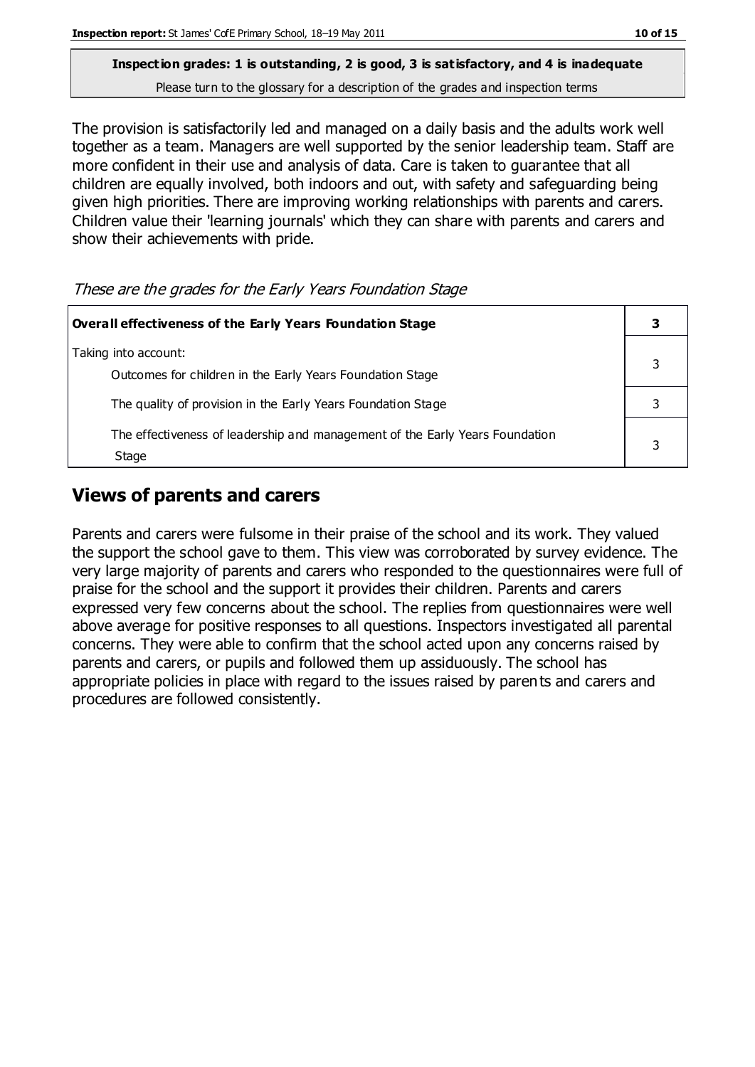**Inspection grades: 1 is outstanding, 2 is good, 3 is satisfactory, and 4 is inadequate**
Please turn to the glossary for a description of the grades and inspection terms

The provision is satisfactorily led and managed on a daily basis and the adults work well together as a team. Managers are well supported by the senior leadership team. Staff are more confident in their use and analysis of data. Care is taken to guarantee that all children are equally involved, both indoors and out, with safety and safeguarding being given high priorities. There are improving working relationships with parents and carers. Children value their 'learning journals' which they can share with parents and carers and show their achievements with pride.

*These are the grades for the Early Years Foundation Stage*

| **Overall effectiveness of the Early Years Foundation Stage** | **3** |
|---|---|
| Taking into account:<br>Outcomes for children in the Early Years Foundation Stage | 3 |
| The quality of provision in the Early Years Foundation Stage | 3 |
| The effectiveness of leadership and management of the Early Years Foundation Stage | 3 |

## Views of parents and carers

Parents and carers were fulsome in their praise of the school and its work. They valued the support the school gave to them. This view was corroborated by survey evidence. The very large majority of parents and carers who responded to the questionnaires were full of praise for the school and the support it provides their children. Parents and carers expressed very few concerns about the school. The replies from questionnaires were well above average for positive responses to all questions. Inspectors investigated all parental concerns. They were able to confirm that the school acted upon any concerns raised by parents and carers, or pupils and followed them up assiduously. The school has appropriate policies in place with regard to the issues raised by parents and carers and procedures are followed consistently.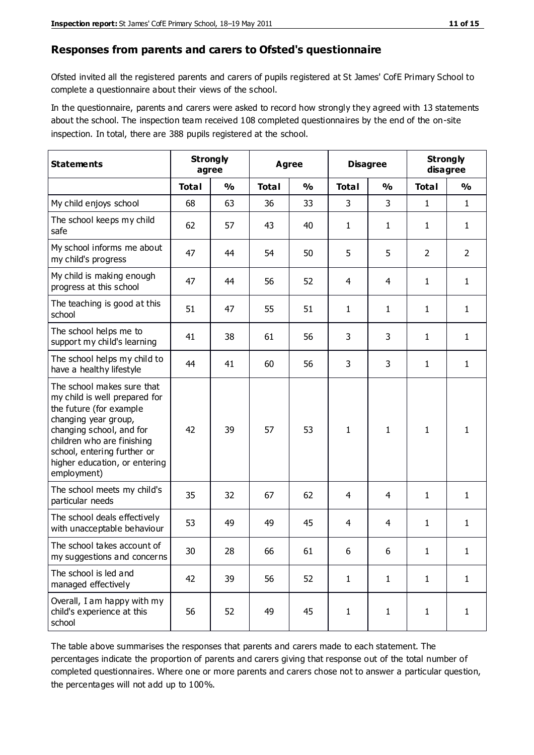## Responses from parents and carers to Ofsted's questionnaire

Ofsted invited all the registered parents and carers of pupils registered at St James' CofE Primary School to complete a questionnaire about their views of the school.

In the questionnaire, parents and carers were asked to record how strongly they agreed with 13 statements about the school. The inspection team received 108 completed questionnaires by the end of the on-site inspection. In total, there are 388 pupils registered at the school.

| Statements | Strongly agree | | Agree | | Disagree | | Strongly disagree | |
|---|---|---|---|---|---|---|---|---|
| | Total | % | Total | % | Total | % | Total | % |
| My child enjoys school | 68 | 63 | 36 | 33 | 3 | 3 | 1 | 1 |
| The school keeps my child safe | 62 | 57 | 43 | 40 | 1 | 1 | 1 | 1 |
| My school informs me about my child's progress | 47 | 44 | 54 | 50 | 5 | 5 | 2 | 2 |
| My child is making enough progress at this school | 47 | 44 | 56 | 52 | 4 | 4 | 1 | 1 |
| The teaching is good at this school | 51 | 47 | 55 | 51 | 1 | 1 | 1 | 1 |
| The school helps me to support my child's learning | 41 | 38 | 61 | 56 | 3 | 3 | 1 | 1 |
| The school helps my child to have a healthy lifestyle | 44 | 41 | 60 | 56 | 3 | 3 | 1 | 1 |
| The school makes sure that my child is well prepared for the future (for example changing year group, changing school, and for children who are finishing school, entering further or higher education, or entering employment) | 42 | 39 | 57 | 53 | 1 | 1 | 1 | 1 |
| The school meets my child's particular needs | 35 | 32 | 67 | 62 | 4 | 4 | 1 | 1 |
| The school deals effectively with unacceptable behaviour | 53 | 49 | 49 | 45 | 4 | 4 | 1 | 1 |
| The school takes account of my suggestions and concerns | 30 | 28 | 66 | 61 | 6 | 6 | 1 | 1 |
| The school is led and managed effectively | 42 | 39 | 56 | 52 | 1 | 1 | 1 | 1 |
| Overall, I am happy with my child's experience at this school | 56 | 52 | 49 | 45 | 1 | 1 | 1 | 1 |

The table above summarises the responses that parents and carers made to each statement. The percentages indicate the proportion of parents and carers giving that response out of the total number of completed questionnaires. Where one or more parents and carers chose not to answer a particular question, the percentages will not add up to 100%.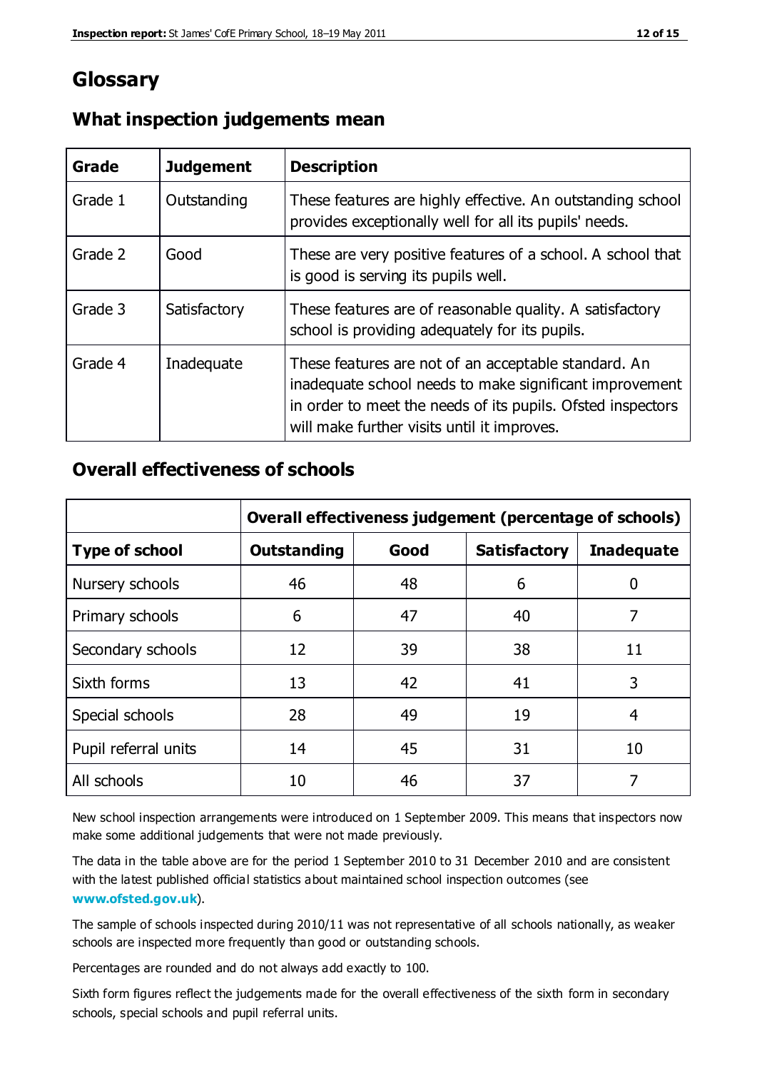# Glossary

## What inspection judgements mean

| Grade | Judgement | Description |
|---|---|---|
| Grade 1 | Outstanding | These features are highly effective. An outstanding school provides exceptionally well for all its pupils' needs. |
| Grade 2 | Good | These are very positive features of a school. A school that is good is serving its pupils well. |
| Grade 3 | Satisfactory | These features are of reasonable quality. A satisfactory school is providing adequately for its pupils. |
| Grade 4 | Inadequate | These features are not of an acceptable standard. An inadequate school needs to make significant improvement in order to meet the needs of its pupils. Ofsted inspectors will make further visits until it improves. |

## Overall effectiveness of schools

| | Overall effectiveness judgement (percentage of schools) | | | |
|---|---|---|---|---|
| **Type of school** | **Outstanding** | **Good** | **Satisfactory** | **Inadequate** |
| Nursery schools | 46 | 48 | 6 | 0 |
| Primary schools | 6 | 47 | 40 | 7 |
| Secondary schools | 12 | 39 | 38 | 11 |
| Sixth forms | 13 | 42 | 41 | 3 |
| Special schools | 28 | 49 | 19 | 4 |
| Pupil referral units | 14 | 45 | 31 | 10 |
| All schools | 10 | 46 | 37 | 7 |

New school inspection arrangements were introduced on 1 September 2009. This means that inspectors now make some additional judgements that were not made previously.

The data in the table above are for the period 1 September 2010 to 31 December 2010 and are consistent with the latest published official statistics about maintained school inspection outcomes (see **www.ofsted.gov.uk**).

The sample of schools inspected during 2010/11 was not representative of all schools nationally, as weaker schools are inspected more frequently than good or outstanding schools.

Percentages are rounded and do not always add exactly to 100.

Sixth form figures reflect the judgements made for the overall effectiveness of the sixth form in secondary schools, special schools and pupil referral units.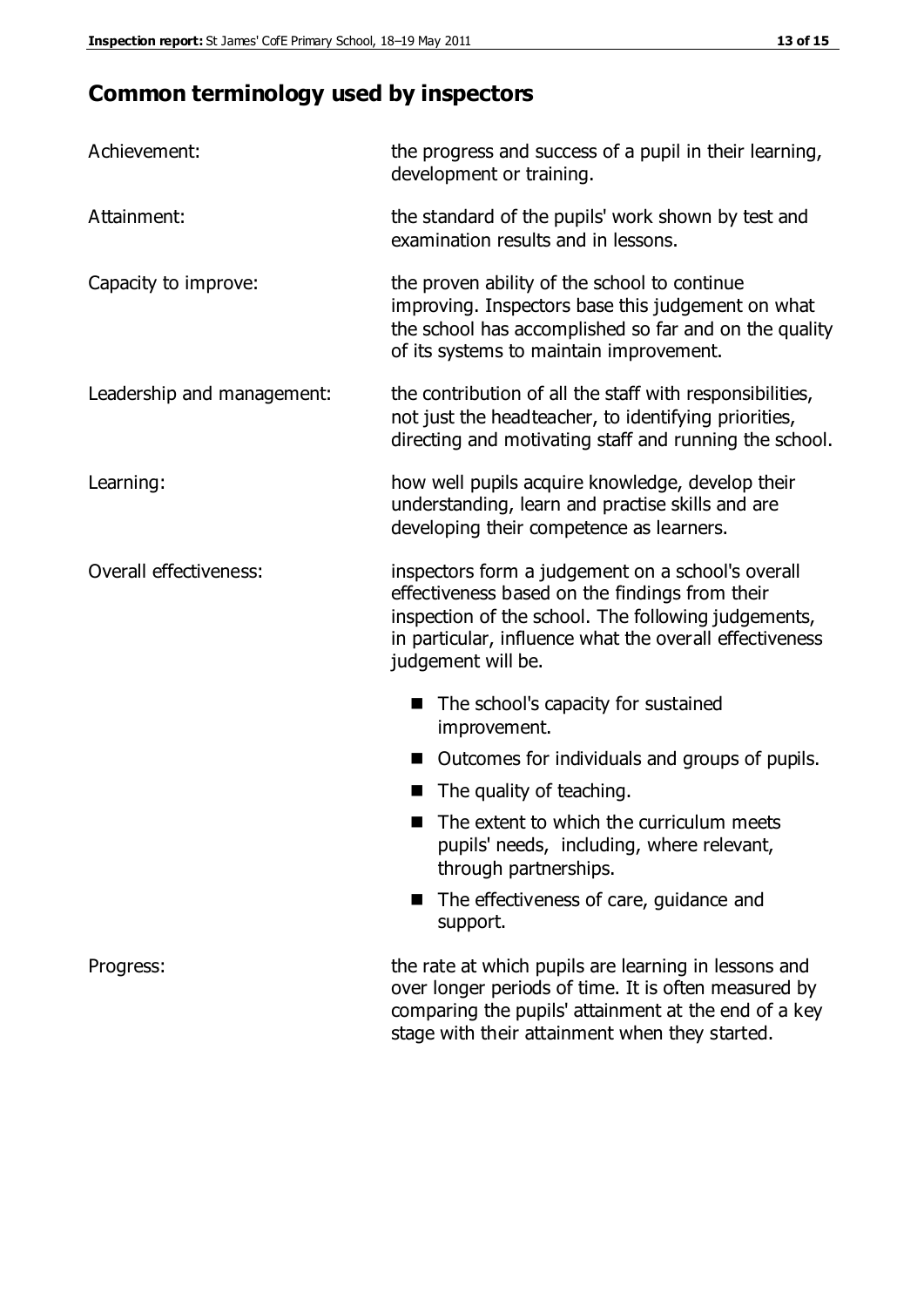## Common terminology used by inspectors

| | |
|---|---|
| Achievement: | the progress and success of a pupil in their learning, development or training. |
| Attainment: | the standard of the pupils' work shown by test and examination results and in lessons. |
| Capacity to improve: | the proven ability of the school to continue improving. Inspectors base this judgement on what the school has accomplished so far and on the quality of its systems to maintain improvement. |
| Leadership and management: | the contribution of all the staff with responsibilities, not just the headteacher, to identifying priorities, directing and motivating staff and running the school. |
| Learning: | how well pupils acquire knowledge, develop their understanding, learn and practise skills and are developing their competence as learners. |
| Overall effectiveness: | inspectors form a judgement on a school's overall effectiveness based on the findings from their inspection of the school. The following judgements, in particular, influence what the overall effectiveness judgement will be.<br>■ The school's capacity for sustained improvement.<br>■ Outcomes for individuals and groups of pupils.<br>■ The quality of teaching.<br>■ The extent to which the curriculum meets pupils' needs, including, where relevant, through partnerships.<br>■ The effectiveness of care, guidance and support. |
| Progress: | the rate at which pupils are learning in lessons and over longer periods of time. It is often measured by comparing the pupils' attainment at the end of a key stage with their attainment when they started. |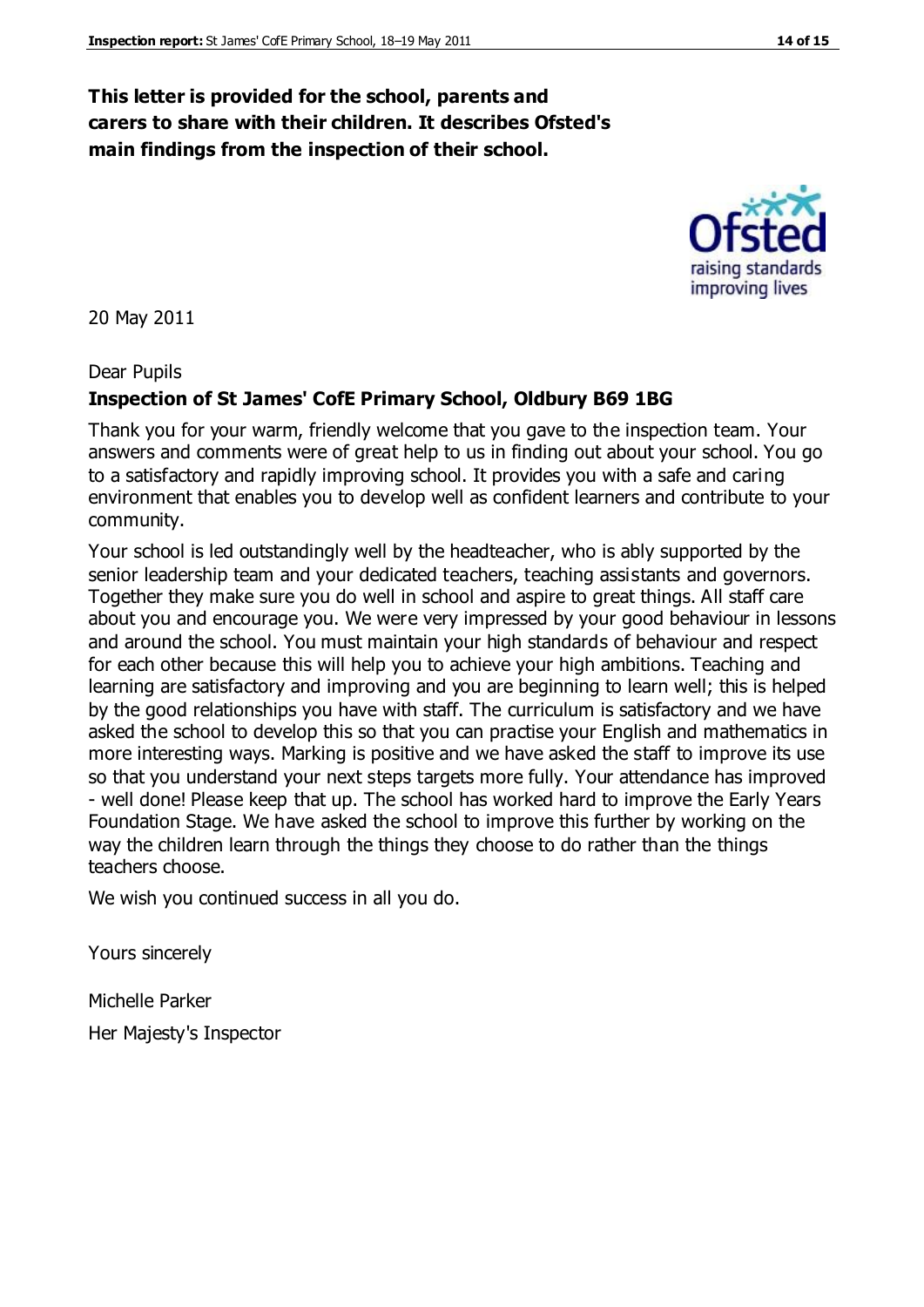**This letter is provided for the school, parents and carers to share with their children. It describes Ofsted's main findings from the inspection of their school.**

20 May 2011

Dear Pupils

**Inspection of St James' CofE Primary School, Oldbury B69 1BG**

Thank you for your warm, friendly welcome that you gave to the inspection team. Your answers and comments were of great help to us in finding out about your school. You go to a satisfactory and rapidly improving school. It provides you with a safe and caring environment that enables you to develop well as confident learners and contribute to your community.

Your school is led outstandingly well by the headteacher, who is ably supported by the senior leadership team and your dedicated teachers, teaching assistants and governors. Together they make sure you do well in school and aspire to great things. All staff care about you and encourage you. We were very impressed by your good behaviour in lessons and around the school. You must maintain your high standards of behaviour and respect for each other because this will help you to achieve your high ambitions. Teaching and learning are satisfactory and improving and you are beginning to learn well; this is helped by the good relationships you have with staff. The curriculum is satisfactory and we have asked the school to develop this so that you can practise your English and mathematics in more interesting ways. Marking is positive and we have asked the staff to improve its use so that you understand your next steps targets more fully. Your attendance has improved - well done! Please keep that up. The school has worked hard to improve the Early Years Foundation Stage. We have asked the school to improve this further by working on the way the children learn through the things they choose to do rather than the things teachers choose.

We wish you continued success in all you do.

Yours sincerely

Michelle Parker

Her Majesty's Inspector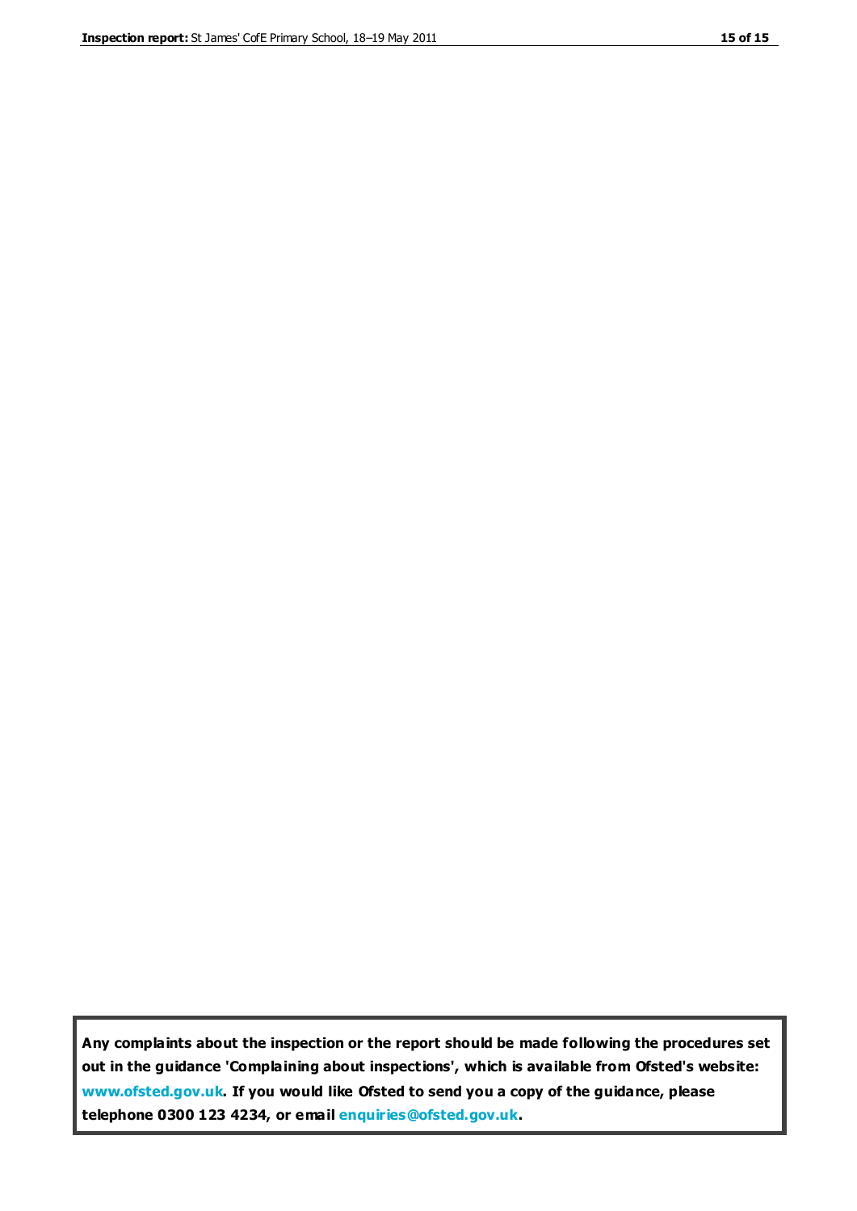**Any complaints about the inspection or the report should be made following the procedures set out in the guidance 'Complaining about inspections', which is available from Ofsted's website: www.ofsted.gov.uk. If you would like Ofsted to send you a copy of the guidance, please telephone 0300 123 4234, or email enquiries@ofsted.gov.uk.**